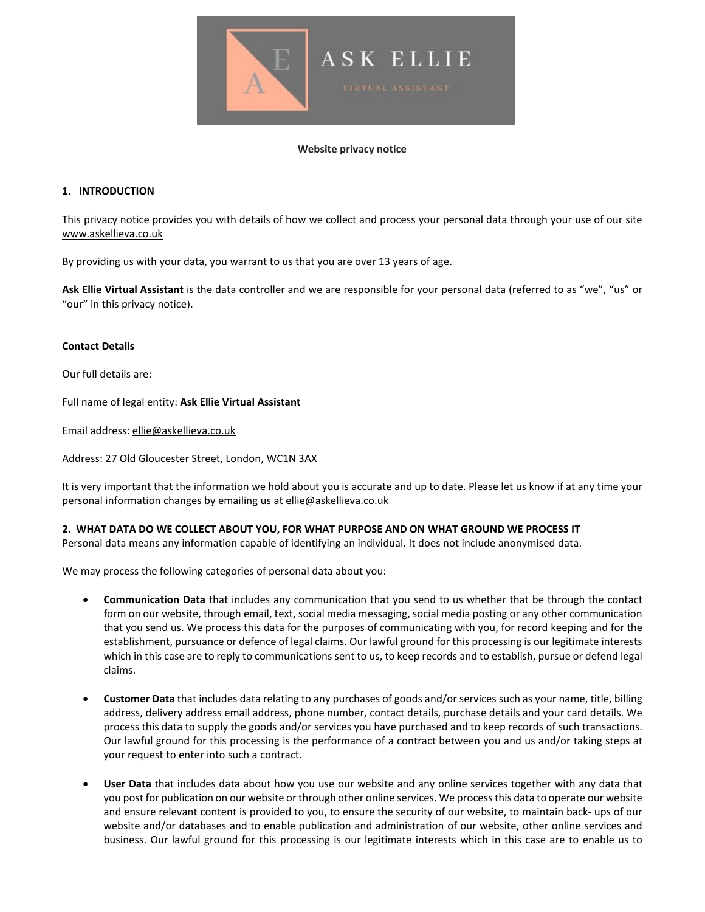**Website privacy notice**

## 1. INTRODUCTION

This privacy notice provides you with details of how we collect and process your personal data through your use of our site www.askellieva.co.uk

By providing us with your data, you warrant to us that you are over 13 years of age.

**Ask Ellie Virtual Assistant** is the data controller and we are responsible for your personal data (referred to as "we", "us" or "our" in this privacy notice).

**Contact Details**

Our full details are:

Full name of legal entity: **Ask Ellie Virtual Assistant**

Email address: ellie@askellieva.co.uk

Address: 27 Old Gloucester Street, London, WC1N 3AX

It is very important that the information we hold about you is accurate and up to date. Please let us know if at any time your personal information changes by emailing us at ellie@askellieva.co.uk

## 2. WHAT DATA DO WE COLLECT ABOUT YOU, FOR WHAT PURPOSE AND ON WHAT GROUND WE PROCESS IT

Personal data means any information capable of identifying an individual. It does not include anonymised data.

We may process the following categories of personal data about you:

- **Communication Data** that includes any communication that you send to us whether that be through the contact form on our website, through email, text, social media messaging, social media posting or any other communication that you send us. We process this data for the purposes of communicating with you, for record keeping and for the establishment, pursuance or defence of legal claims. Our lawful ground for this processing is our legitimate interests which in this case are to reply to communications sent to us, to keep records and to establish, pursue or defend legal claims.

- **Customer Data** that includes data relating to any purchases of goods and/or services such as your name, title, billing address, delivery address email address, phone number, contact details, purchase details and your card details. We process this data to supply the goods and/or services you have purchased and to keep records of such transactions. Our lawful ground for this processing is the performance of a contract between you and us and/or taking steps at your request to enter into such a contract.

- **User Data** that includes data about how you use our website and any online services together with any data that you post for publication on our website or through other online services. We process this data to operate our website and ensure relevant content is provided to you, to ensure the security of our website, to maintain back- ups of our website and/or databases and to enable publication and administration of our website, other online services and business. Our lawful ground for this processing is our legitimate interests which in this case are to enable us to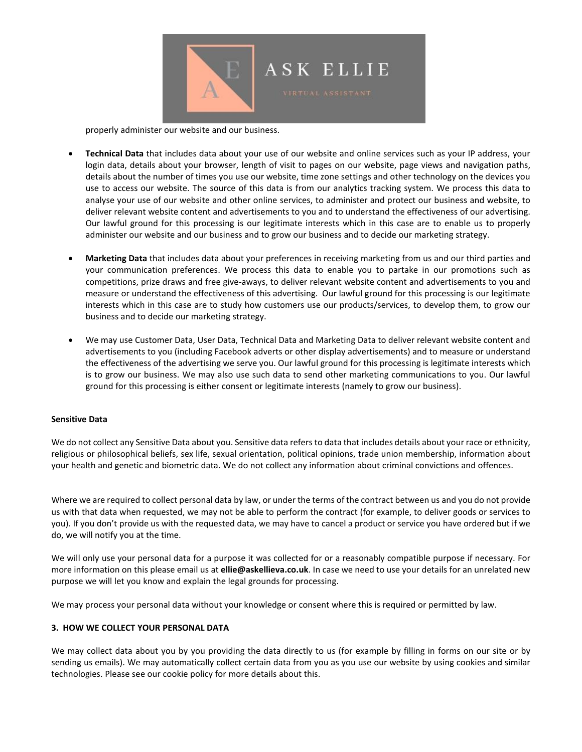properly administer our website and our business.

- **Technical Data** that includes data about your use of our website and online services such as your IP address, your login data, details about your browser, length of visit to pages on our website, page views and navigation paths, details about the number of times you use our website, time zone settings and other technology on the devices you use to access our website. The source of this data is from our analytics tracking system. We process this data to analyse your use of our website and other online services, to administer and protect our business and website, to deliver relevant website content and advertisements to you and to understand the effectiveness of our advertising. Our lawful ground for this processing is our legitimate interests which in this case are to enable us to properly administer our website and our business and to grow our business and to decide our marketing strategy.

- **Marketing Data** that includes data about your preferences in receiving marketing from us and our third parties and your communication preferences. We process this data to enable you to partake in our promotions such as competitions, prize draws and free give-aways, to deliver relevant website content and advertisements to you and measure or understand the effectiveness of this advertising. Our lawful ground for this processing is our legitimate interests which in this case are to study how customers use our products/services, to develop them, to grow our business and to decide our marketing strategy.

- We may use Customer Data, User Data, Technical Data and Marketing Data to deliver relevant website content and advertisements to you (including Facebook adverts or other display advertisements) and to measure or understand the effectiveness of the advertising we serve you. Our lawful ground for this processing is legitimate interests which is to grow our business. We may also use such data to send other marketing communications to you. Our lawful ground for this processing is either consent or legitimate interests (namely to grow our business).

**Sensitive Data**

We do not collect any Sensitive Data about you. Sensitive data refers to data that includes details about your race or ethnicity, religious or philosophical beliefs, sex life, sexual orientation, political opinions, trade union membership, information about your health and genetic and biometric data. We do not collect any information about criminal convictions and offences.

Where we are required to collect personal data by law, or under the terms of the contract between us and you do not provide us with that data when requested, we may not be able to perform the contract (for example, to deliver goods or services to you). If you don't provide us with the requested data, we may have to cancel a product or service you have ordered but if we do, we will notify you at the time.

We will only use your personal data for a purpose it was collected for or a reasonably compatible purpose if necessary. For more information on this please email us at **ellie@askellieva.co.uk**. In case we need to use your details for an unrelated new purpose we will let you know and explain the legal grounds for processing.

We may process your personal data without your knowledge or consent where this is required or permitted by law.

**3. HOW WE COLLECT YOUR PERSONAL DATA**

We may collect data about you by you providing the data directly to us (for example by filling in forms on our site or by sending us emails). We may automatically collect certain data from you as you use our website by using cookies and similar technologies. Please see our cookie policy for more details about this.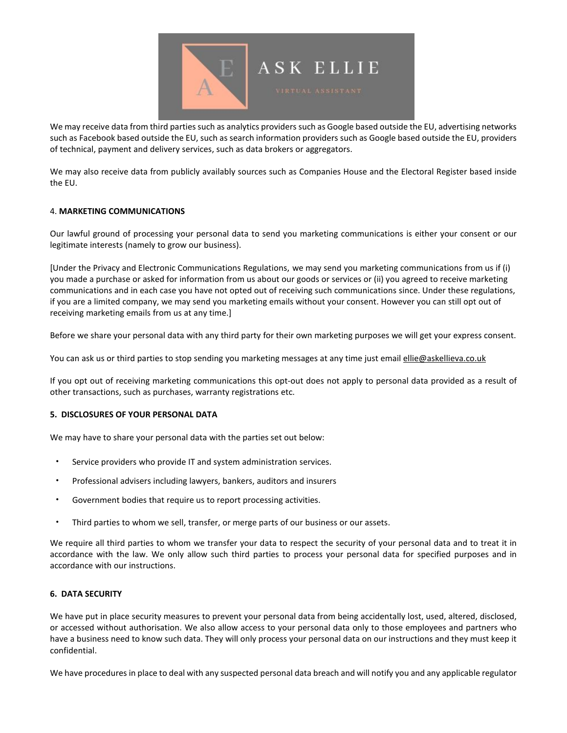We may receive data from third parties such as analytics providers such as Google based outside the EU, advertising networks such as Facebook based outside the EU, such as search information providers such as Google based outside the EU, providers of technical, payment and delivery services, such as data brokers or aggregators.

We may also receive data from publicly availably sources such as Companies House and the Electoral Register based inside the EU.

## 4. MARKETING COMMUNICATIONS

Our lawful ground of processing your personal data to send you marketing communications is either your consent or our legitimate interests (namely to grow our business).

[Under the Privacy and Electronic Communications Regulations, we may send you marketing communications from us if (i) you made a purchase or asked for information from us about our goods or services or (ii) you agreed to receive marketing communications and in each case you have not opted out of receiving such communications since. Under these regulations, if you are a limited company, we may send you marketing emails without your consent. However you can still opt out of receiving marketing emails from us at any time.]

Before we share your personal data with any third party for their own marketing purposes we will get your express consent.

You can ask us or third parties to stop sending you marketing messages at any time just email ellie@askellieva.co.uk

If you opt out of receiving marketing communications this opt-out does not apply to personal data provided as a result of other transactions, such as purchases, warranty registrations etc.

## 5. DISCLOSURES OF YOUR PERSONAL DATA

We may have to share your personal data with the parties set out below:

- Service providers who provide IT and system administration services.
- Professional advisers including lawyers, bankers, auditors and insurers
- Government bodies that require us to report processing activities.
- Third parties to whom we sell, transfer, or merge parts of our business or our assets.

We require all third parties to whom we transfer your data to respect the security of your personal data and to treat it in accordance with the law. We only allow such third parties to process your personal data for specified purposes and in accordance with our instructions.

## 6. DATA SECURITY

We have put in place security measures to prevent your personal data from being accidentally lost, used, altered, disclosed, or accessed without authorisation. We also allow access to your personal data only to those employees and partners who have a business need to know such data. They will only process your personal data on our instructions and they must keep it confidential.

We have procedures in place to deal with any suspected personal data breach and will notify you and any applicable regulator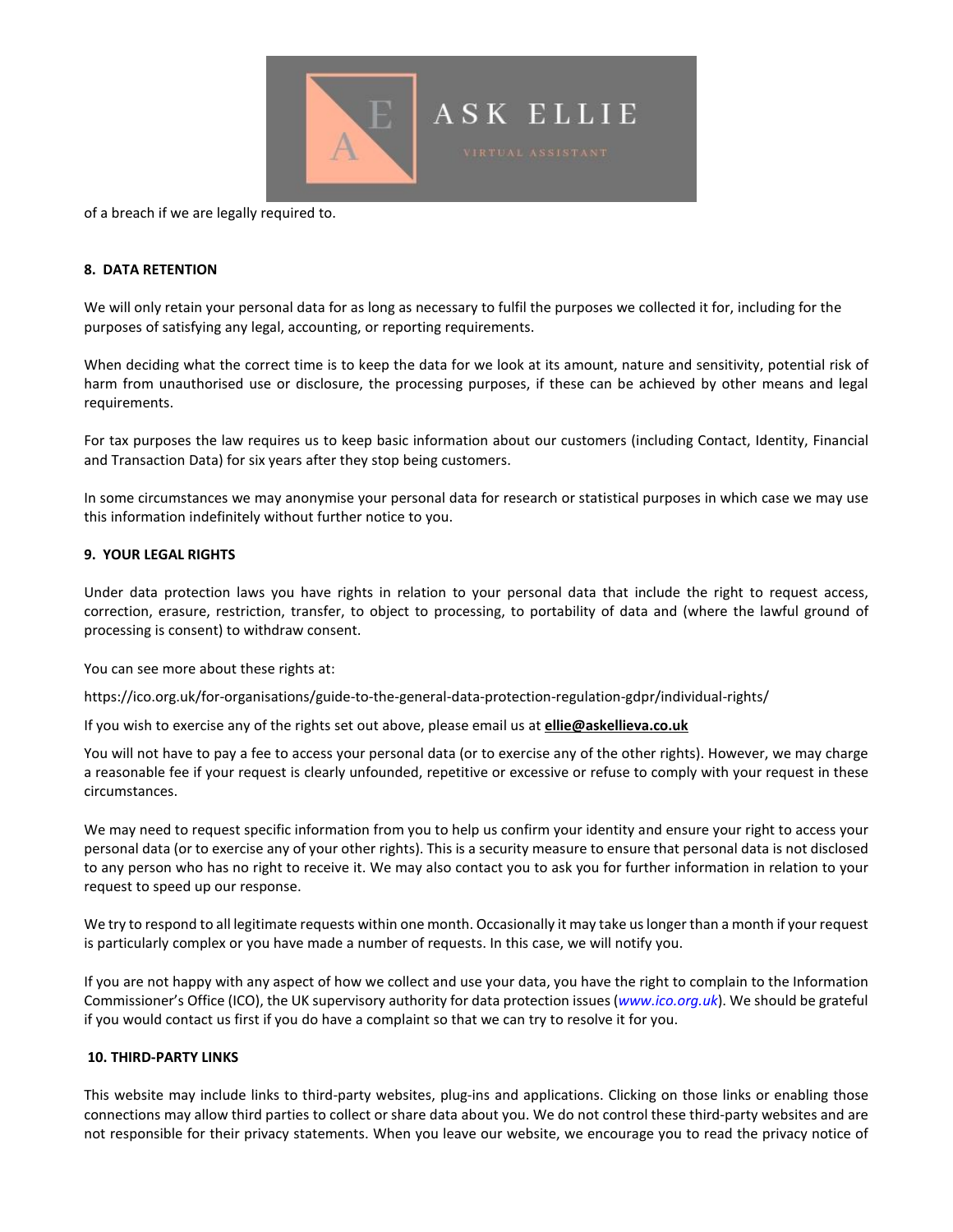of a breach if we are legally required to.

**8. DATA RETENTION**

We will only retain your personal data for as long as necessary to fulfil the purposes we collected it for, including for the purposes of satisfying any legal, accounting, or reporting requirements.

When deciding what the correct time is to keep the data for we look at its amount, nature and sensitivity, potential risk of harm from unauthorised use or disclosure, the processing purposes, if these can be achieved by other means and legal requirements.

For tax purposes the law requires us to keep basic information about our customers (including Contact, Identity, Financial and Transaction Data) for six years after they stop being customers.

In some circumstances we may anonymise your personal data for research or statistical purposes in which case we may use this information indefinitely without further notice to you.

**9. YOUR LEGAL RIGHTS**

Under data protection laws you have rights in relation to your personal data that include the right to request access, correction, erasure, restriction, transfer, to object to processing, to portability of data and (where the lawful ground of processing is consent) to withdraw consent.

You can see more about these rights at:

https://ico.org.uk/for-organisations/guide-to-the-general-data-protection-regulation-gdpr/individual-rights/

If you wish to exercise any of the rights set out above, please email us at **ellie@askellieva.co.uk**

You will not have to pay a fee to access your personal data (or to exercise any of the other rights). However, we may charge a reasonable fee if your request is clearly unfounded, repetitive or excessive or refuse to comply with your request in these circumstances.

We may need to request specific information from you to help us confirm your identity and ensure your right to access your personal data (or to exercise any of your other rights). This is a security measure to ensure that personal data is not disclosed to any person who has no right to receive it. We may also contact you to ask you for further information in relation to your request to speed up our response.

We try to respond to all legitimate requests within one month. Occasionally it may take us longer than a month if your request is particularly complex or you have made a number of requests. In this case, we will notify you.

If you are not happy with any aspect of how we collect and use your data, you have the right to complain to the Information Commissioner's Office (ICO), the UK supervisory authority for data protection issues (*www.ico.org.uk*). We should be grateful if you would contact us first if you do have a complaint so that we can try to resolve it for you.

**10. THIRD-PARTY LINKS**

This website may include links to third-party websites, plug-ins and applications. Clicking on those links or enabling those connections may allow third parties to collect or share data about you. We do not control these third-party websites and are not responsible for their privacy statements. When you leave our website, we encourage you to read the privacy notice of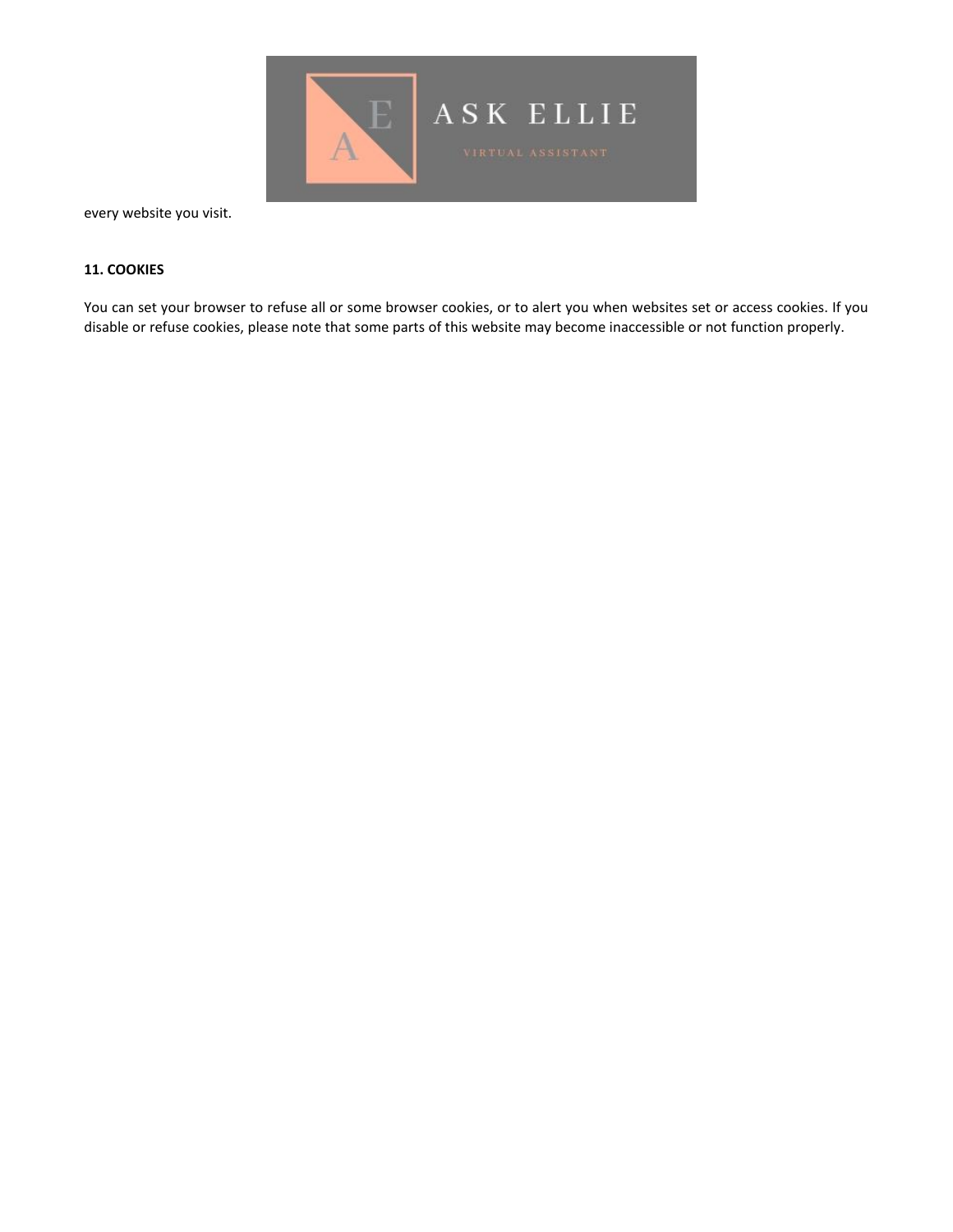every website you visit.

**11. COOKIES**

You can set your browser to refuse all or some browser cookies, or to alert you when websites set or access cookies. If you disable or refuse cookies, please note that some parts of this website may become inaccessible or not function properly.